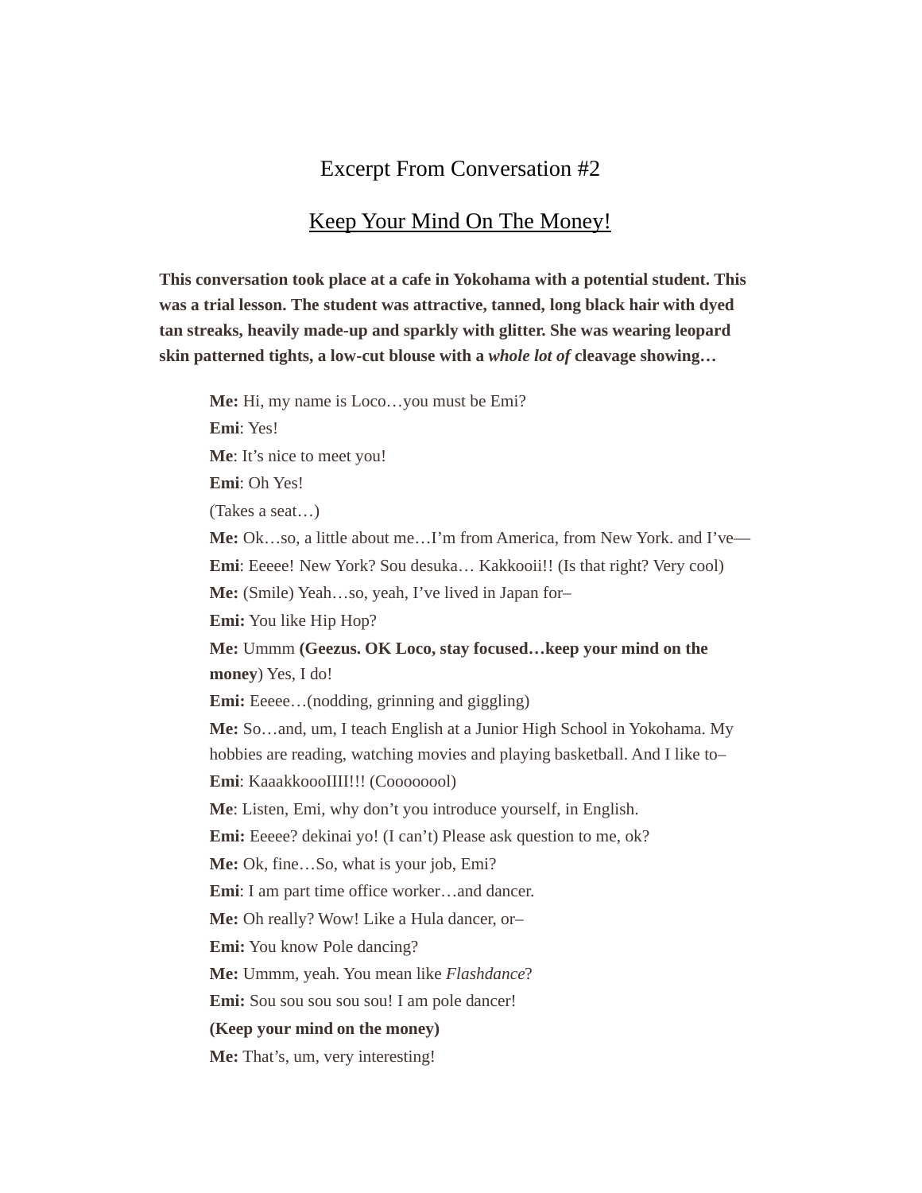# Excerpt From Conversation #2

## Keep Your Mind On The Money!

**This conversation took place at a cafe in Yokohama with a potential student. This was a trial lesson. The student was attractive, tanned, long black hair with dyed tan streaks, heavily made-up and sparkly with glitter. She was wearing leopard skin patterned tights, a low-cut blouse with a *whole lot of* cleavage showing…**

**Me:** Hi, my name is Loco…you must be Emi?

**Emi**: Yes!

**Me**: It's nice to meet you!

**Emi**: Oh Yes!

(Takes a seat…)

**Me:** Ok…so, a little about me…I'm from America, from New York. and I've—

**Emi**: Eeeee! New York? Sou desuka… Kakkooii!! (Is that right? Very cool)

**Me:** (Smile) Yeah…so, yeah, I've lived in Japan for–

**Emi:** You like Hip Hop?

**Me:** Ummm **(Geezus. OK Loco, stay focused…keep your mind on the money**) Yes, I do!

**Emi:** Eeeee…(nodding, grinning and giggling)

**Me:** So…and, um, I teach English at a Junior High School in Yokohama. My hobbies are reading, watching movies and playing basketball. And I like to–

**Emi**: KaaakkoooIIII!!! (Coooooool)

**Me**: Listen, Emi, why don't you introduce yourself, in English.

**Emi:** Eeeee? dekinai yo! (I can't) Please ask question to me, ok?

**Me:** Ok, fine…So, what is your job, Emi?

**Emi**: I am part time office worker…and dancer.

**Me:** Oh really? Wow! Like a Hula dancer, or–

**Emi:** You know Pole dancing?

**Me:** Ummm, yeah. You mean like *Flashdance*?

**Emi:** Sou sou sou sou sou! I am pole dancer!

**(Keep your mind on the money)**

**Me:** That's, um, very interesting!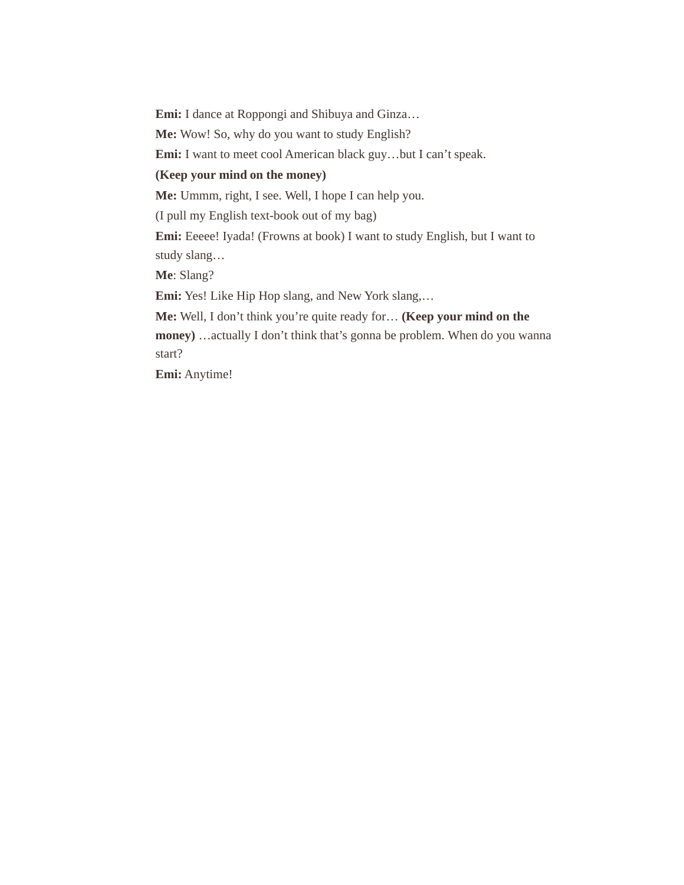**Emi:** I dance at Roppongi and Shibuya and Ginza…

**Me:** Wow! So, why do you want to study English?

**Emi:** I want to meet cool American black guy…but I can't speak.

**(Keep your mind on the money)**

**Me:** Ummm, right, I see. Well, I hope I can help you.

(I pull my English text-book out of my bag)

**Emi:** Eeeee! Iyada! (Frowns at book) I want to study English, but I want to study slang…

**Me**: Slang?

**Emi:** Yes! Like Hip Hop slang, and New York slang,…

**Me:** Well, I don't think you're quite ready for… **(Keep your mind on the money)** …actually I don't think that's gonna be problem. When do you wanna start?

**Emi:** Anytime!